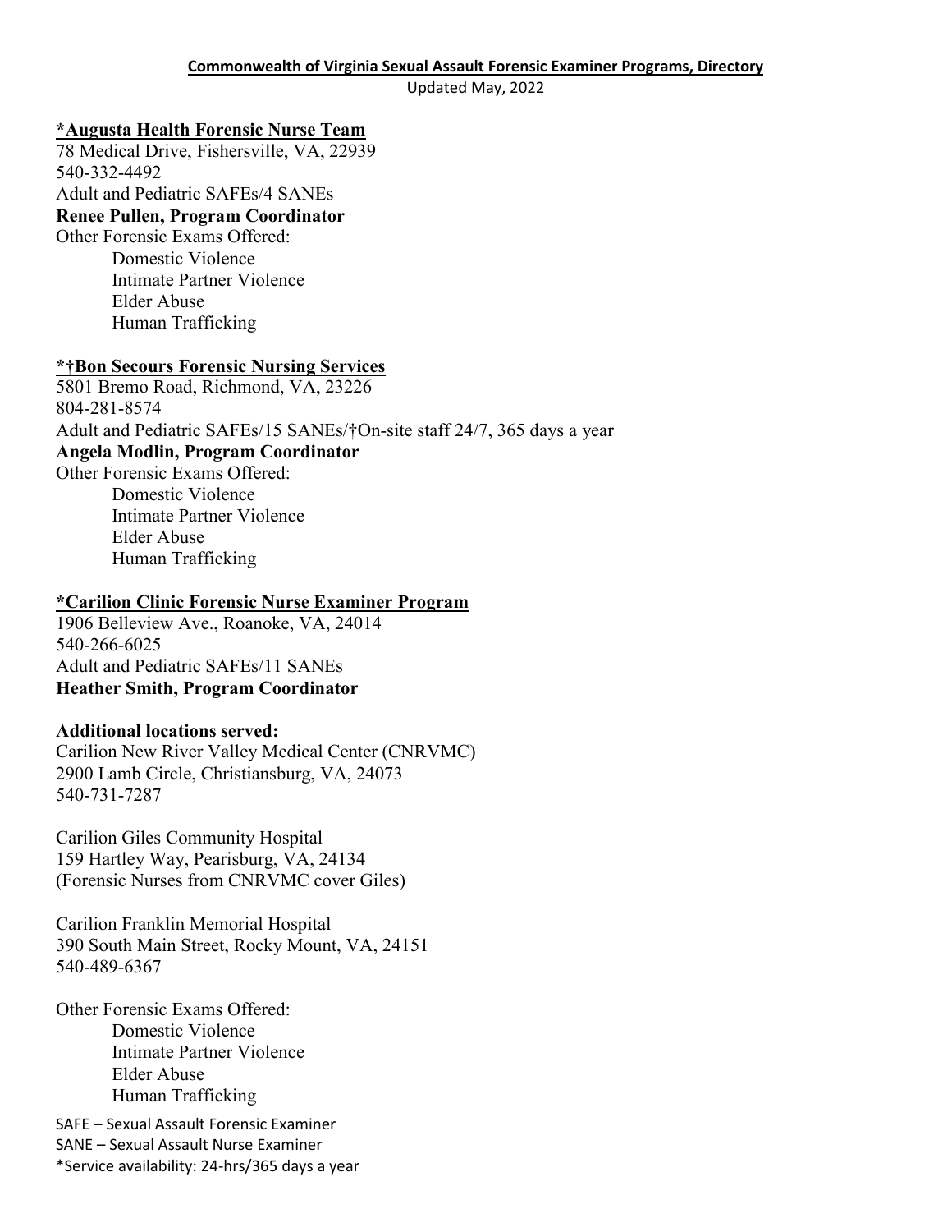**Commonwealth of Virginia Sexual Assault Forensic Examiner Programs, Directory**

Updated May, 2022

**\*Augusta Health Forensic Nurse Team**

78 Medical Drive, Fishersville, VA, 22939
540-332-4492
Adult and Pediatric SAFEs/4 SANEs
**Renee Pullen, Program Coordinator**
Other Forensic Exams Offered:

- Domestic Violence
- Intimate Partner Violence
- Elder Abuse
- Human Trafficking

**\*†Bon Secours Forensic Nursing Services**

5801 Bremo Road, Richmond, VA, 23226
804-281-8574
Adult and Pediatric SAFEs/15 SANEs/†On-site staff 24/7, 365 days a year
**Angela Modlin, Program Coordinator**
Other Forensic Exams Offered:

- Domestic Violence
- Intimate Partner Violence
- Elder Abuse
- Human Trafficking

**\*Carilion Clinic Forensic Nurse Examiner Program**

1906 Belleview Ave., Roanoke, VA, 24014
540-266-6025
Adult and Pediatric SAFEs/11 SANEs
**Heather Smith, Program Coordinator**

**Additional locations served:**

Carilion New River Valley Medical Center (CNRVMC)
2900 Lamb Circle, Christiansburg, VA, 24073
540-731-7287

Carilion Giles Community Hospital
159 Hartley Way, Pearisburg, VA, 24134
(Forensic Nurses from CNRVMC cover Giles)

Carilion Franklin Memorial Hospital
390 South Main Street, Rocky Mount, VA, 24151
540-489-6367

Other Forensic Exams Offered:

- Domestic Violence
- Intimate Partner Violence
- Elder Abuse
- Human Trafficking

SAFE – Sexual Assault Forensic Examiner
SANE – Sexual Assault Nurse Examiner
\*Service availability: 24-hrs/365 days a year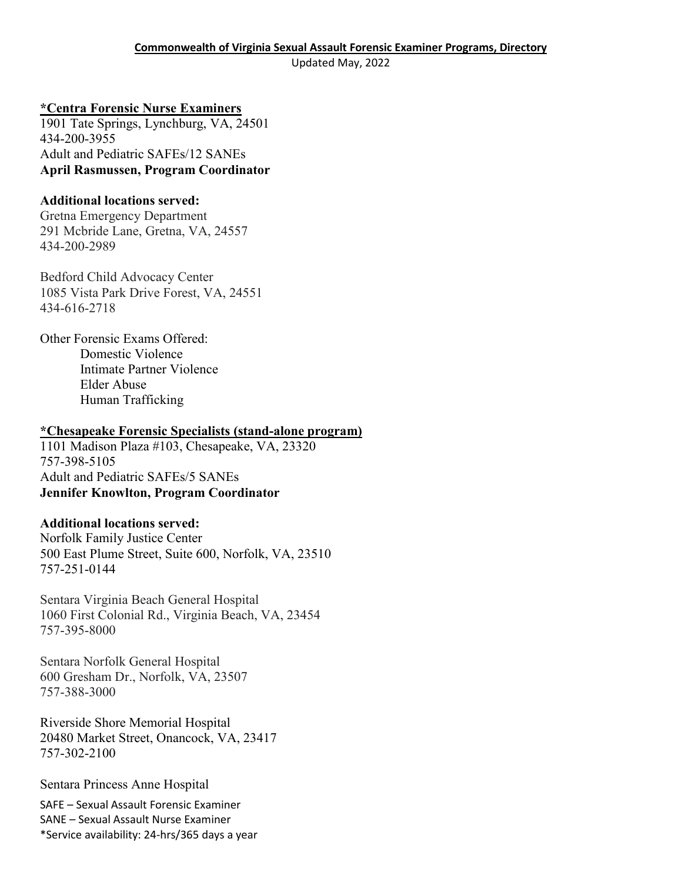**Commonwealth of Virginia Sexual Assault Forensic Examiner Programs, Directory**

Updated May, 2022

**\*Centra Forensic Nurse Examiners**

1901 Tate Springs, Lynchburg, VA, 24501
434-200-3955
Adult and Pediatric SAFEs/12 SANEs
**April Rasmussen, Program Coordinator**

**Additional locations served:**

Gretna Emergency Department
291 Mcbride Lane, Gretna, VA, 24557
434-200-2989

Bedford Child Advocacy Center
1085 Vista Park Drive Forest, VA, 24551
434-616-2718

Other Forensic Exams Offered:

- Domestic Violence
- Intimate Partner Violence
- Elder Abuse
- Human Trafficking

**\*Chesapeake Forensic Specialists (stand-alone program)**

1101 Madison Plaza #103, Chesapeake, VA, 23320
757-398-5105
Adult and Pediatric SAFEs/5 SANEs
**Jennifer Knowlton, Program Coordinator**

**Additional locations served:**

Norfolk Family Justice Center
500 East Plume Street, Suite 600, Norfolk, VA, 23510
757-251-0144

Sentara Virginia Beach General Hospital
1060 First Colonial Rd., Virginia Beach, VA, 23454
757-395-8000

Sentara Norfolk General Hospital
600 Gresham Dr., Norfolk, VA, 23507
757-388-3000

Riverside Shore Memorial Hospital
20480 Market Street, Onancock, VA, 23417
757-302-2100

Sentara Princess Anne Hospital

SAFE – Sexual Assault Forensic Examiner
SANE – Sexual Assault Nurse Examiner
*Service availability: 24-hrs/365 days a year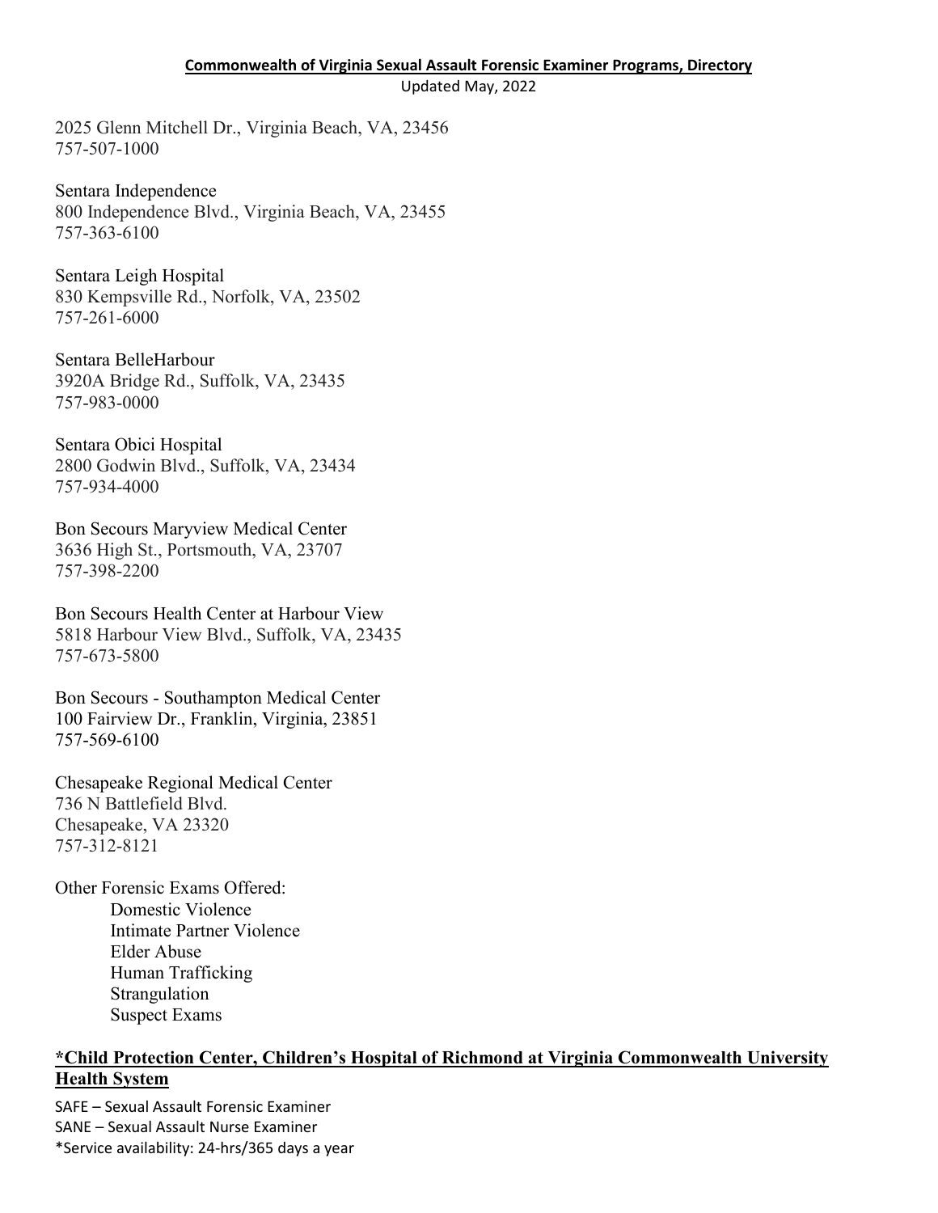2025 Glenn Mitchell Dr., Virginia Beach, VA, 23456
757-507-1000

Sentara Independence
800 Independence Blvd., Virginia Beach, VA, 23455
757-363-6100

Sentara Leigh Hospital
830 Kempsville Rd., Norfolk, VA, 23502
757-261-6000

Sentara BelleHarbour
3920A Bridge Rd., Suffolk, VA, 23435
757-983-0000

Sentara Obici Hospital
2800 Godwin Blvd., Suffolk, VA, 23434
757-934-4000

Bon Secours Maryview Medical Center
3636 High St., Portsmouth, VA, 23707
757-398-2200

Bon Secours Health Center at Harbour View
5818 Harbour View Blvd., Suffolk, VA, 23435
757-673-5800

Bon Secours - Southampton Medical Center
100 Fairview Dr., Franklin, Virginia, 23851
757-569-6100

Chesapeake Regional Medical Center
736 N Battlefield Blvd.
Chesapeake, VA 23320
757-312-8121

Other Forensic Exams Offered:

- Domestic Violence
- Intimate Partner Violence
- Elder Abuse
- Human Trafficking
- Strangulation
- Suspect Exams

**\*Child Protection Center, Children's Hospital of Richmond at Virginia Commonwealth University Health System**

SAFE – Sexual Assault Forensic Examiner
SANE – Sexual Assault Nurse Examiner
*Service availability: 24-hrs/365 days a year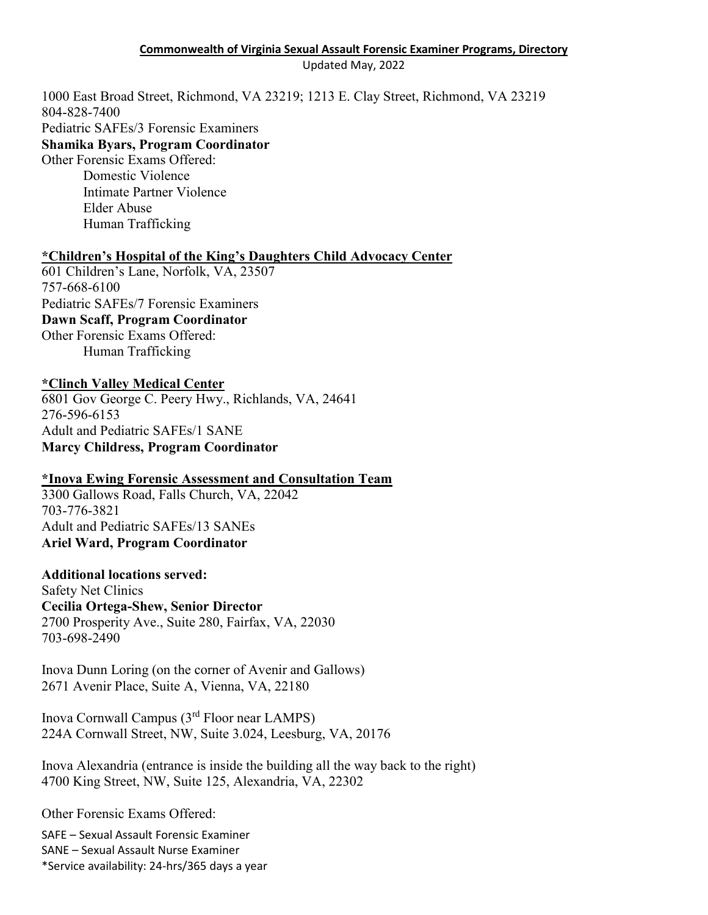1000 East Broad Street, Richmond, VA 23219; 1213 E. Clay Street, Richmond, VA 23219
804-828-7400
Pediatric SAFEs/3 Forensic Examiners
**Shamika Byars, Program Coordinator**
Other Forensic Exams Offered:

- Domestic Violence
- Intimate Partner Violence
- Elder Abuse
- Human Trafficking

**<u>*Children's Hospital of the King's Daughters Child Advocacy Center</u>**
601 Children's Lane, Norfolk, VA, 23507
757-668-6100
Pediatric SAFEs/7 Forensic Examiners
**Dawn Scaff, Program Coordinator**
Other Forensic Exams Offered:

- Human Trafficking

**<u>*Clinch Valley Medical Center</u>**
6801 Gov George C. Peery Hwy., Richlands, VA, 24641
276-596-6153
Adult and Pediatric SAFEs/1 SANE
**Marcy Childress, Program Coordinator**

**<u>*Inova Ewing Forensic Assessment and Consultation Team</u>**
3300 Gallows Road, Falls Church, VA, 22042
703-776-3821
Adult and Pediatric SAFEs/13 SANEs
**Ariel Ward, Program Coordinator**

**Additional locations served:**
Safety Net Clinics
**Cecilia Ortega-Shew, Senior Director**
2700 Prosperity Ave., Suite 280, Fairfax, VA, 22030
703-698-2490

Inova Dunn Loring (on the corner of Avenir and Gallows)
2671 Avenir Place, Suite A, Vienna, VA, 22180

Inova Cornwall Campus (3rd Floor near LAMPS)
224A Cornwall Street, NW, Suite 3.024, Leesburg, VA, 20176

Inova Alexandria (entrance is inside the building all the way back to the right)
4700 King Street, NW, Suite 125, Alexandria, VA, 22302

Other Forensic Exams Offered:

SAFE – Sexual Assault Forensic Examiner
SANE – Sexual Assault Nurse Examiner
*Service availability: 24-hrs/365 days a year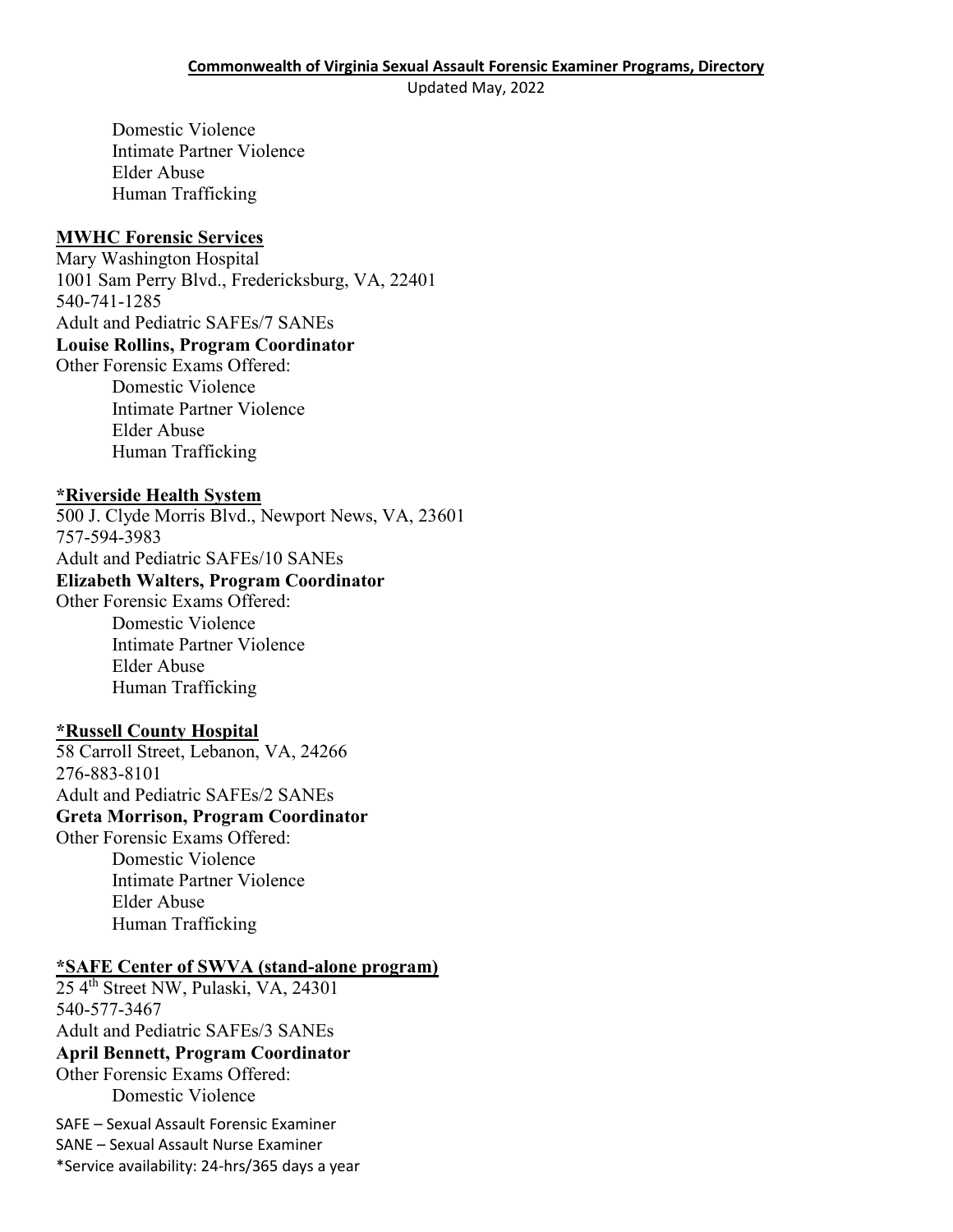Domestic Violence
Intimate Partner Violence
Elder Abuse
Human Trafficking

**MWHC Forensic Services**

Mary Washington Hospital
1001 Sam Perry Blvd., Fredericksburg, VA, 22401
540-741-1285
Adult and Pediatric SAFEs/7 SANEs
**Louise Rollins, Program Coordinator**
Other Forensic Exams Offered:

- Domestic Violence
- Intimate Partner Violence
- Elder Abuse
- Human Trafficking

**\*Riverside Health System**

500 J. Clyde Morris Blvd., Newport News, VA, 23601
757-594-3983
Adult and Pediatric SAFEs/10 SANEs
**Elizabeth Walters, Program Coordinator**
Other Forensic Exams Offered:

- Domestic Violence
- Intimate Partner Violence
- Elder Abuse
- Human Trafficking

**\*Russell County Hospital**

58 Carroll Street, Lebanon, VA, 24266
276-883-8101
Adult and Pediatric SAFEs/2 SANEs
**Greta Morrison, Program Coordinator**
Other Forensic Exams Offered:

- Domestic Violence
- Intimate Partner Violence
- Elder Abuse
- Human Trafficking

**\*SAFE Center of SWVA (stand-alone program)**

25 4th Street NW, Pulaski, VA, 24301
540-577-3467
Adult and Pediatric SAFEs/3 SANEs
**April Bennett, Program Coordinator**
Other Forensic Exams Offered:

- Domestic Violence

SAFE – Sexual Assault Forensic Examiner
SANE – Sexual Assault Nurse Examiner
*Service availability: 24-hrs/365 days a year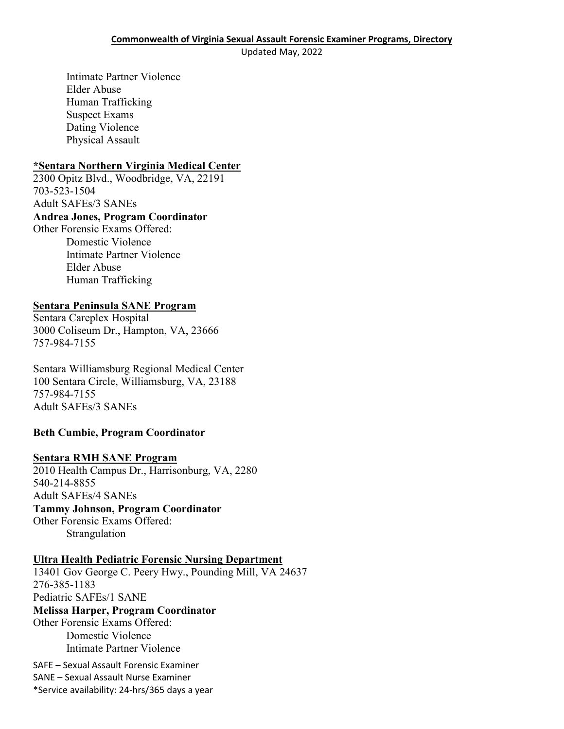Intimate Partner Violence
Elder Abuse
Human Trafficking
Suspect Exams
Dating Violence
Physical Assault

**\*Sentara Northern Virginia Medical Center**
2300 Opitz Blvd., Woodbridge, VA, 22191
703-523-1504
Adult SAFEs/3 SANEs
**Andrea Jones, Program Coordinator**
Other Forensic Exams Offered:
- Domestic Violence
- Intimate Partner Violence
- Elder Abuse
- Human Trafficking

**Sentara Peninsula SANE Program**
Sentara Careplex Hospital
3000 Coliseum Dr., Hampton, VA, 23666
757-984-7155

Sentara Williamsburg Regional Medical Center
100 Sentara Circle, Williamsburg, VA, 23188
757-984-7155
Adult SAFEs/3 SANEs

**Beth Cumbie, Program Coordinator**

**Sentara RMH SANE Program**
2010 Health Campus Dr., Harrisonburg, VA, 2280
540-214-8855
Adult SAFEs/4 SANEs
**Tammy Johnson, Program Coordinator**
Other Forensic Exams Offered:
- Strangulation

**Ultra Health Pediatric Forensic Nursing Department**
13401 Gov George C. Peery Hwy., Pounding Mill, VA 24637
276-385-1183
Pediatric SAFEs/1 SANE
**Melissa Harper, Program Coordinator**
Other Forensic Exams Offered:
- Domestic Violence
- Intimate Partner Violence

SAFE – Sexual Assault Forensic Examiner
SANE – Sexual Assault Nurse Examiner
*Service availability: 24-hrs/365 days a year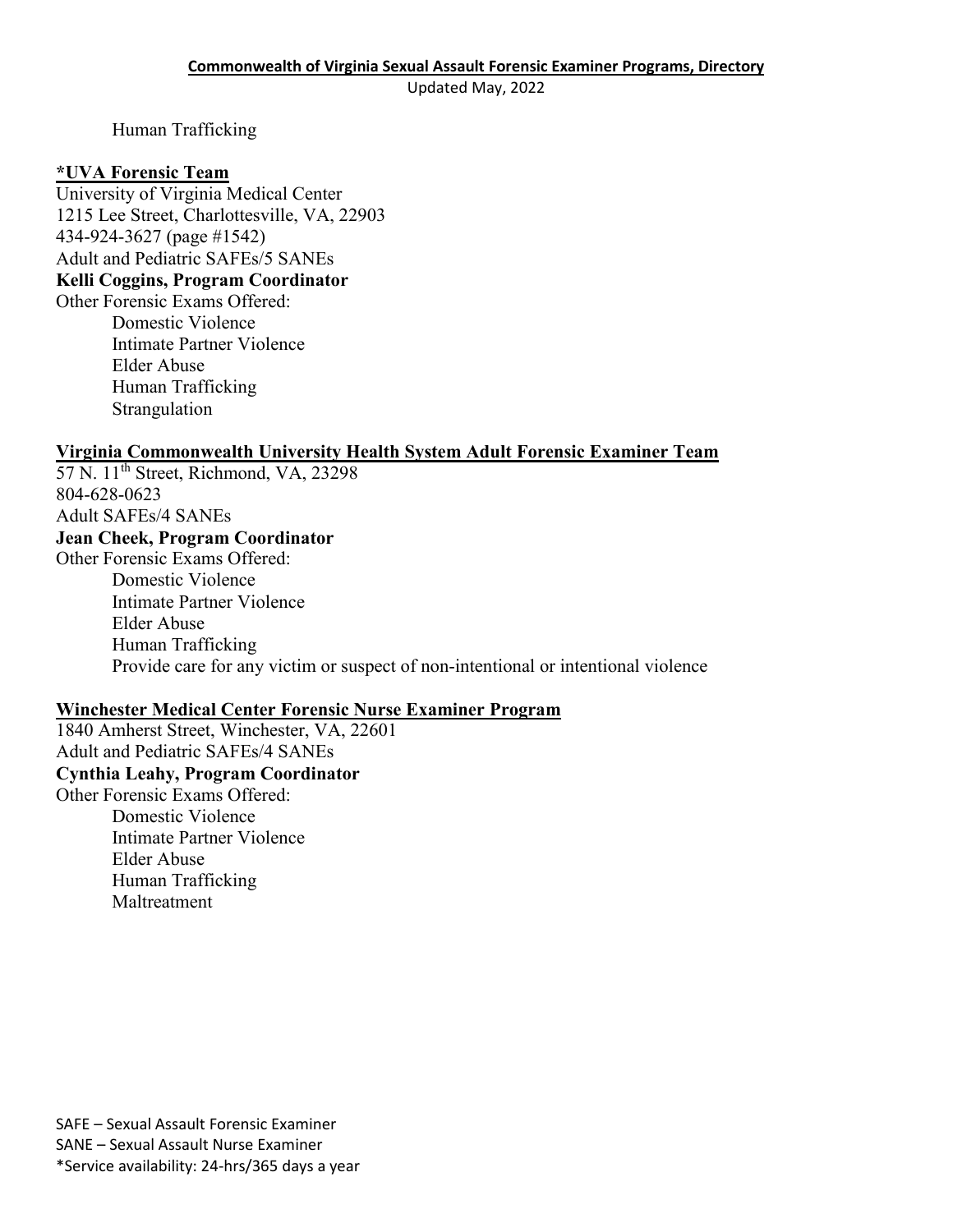Human Trafficking

**<u>*UVA Forensic Team</u>**

University of Virginia Medical Center
1215 Lee Street, Charlottesville, VA, 22903
434-924-3627 (page #1542)
Adult and Pediatric SAFEs/5 SANEs
**Kelli Coggins, Program Coordinator**
Other Forensic Exams Offered:

- Domestic Violence
- Intimate Partner Violence
- Elder Abuse
- Human Trafficking
- Strangulation

**<u>Virginia Commonwealth University Health System Adult Forensic Examiner Team</u>**

57 N. 11th Street, Richmond, VA, 23298
804-628-0623
Adult SAFEs/4 SANEs
**Jean Cheek, Program Coordinator**
Other Forensic Exams Offered:

- Domestic Violence
- Intimate Partner Violence
- Elder Abuse
- Human Trafficking
- Provide care for any victim or suspect of non-intentional or intentional violence

**<u>Winchester Medical Center Forensic Nurse Examiner Program</u>**

1840 Amherst Street, Winchester, VA, 22601
Adult and Pediatric SAFEs/4 SANEs
**Cynthia Leahy, Program Coordinator**
Other Forensic Exams Offered:

- Domestic Violence
- Intimate Partner Violence
- Elder Abuse
- Human Trafficking
- Maltreatment

SAFE – Sexual Assault Forensic Examiner
SANE – Sexual Assault Nurse Examiner
*Service availability: 24-hrs/365 days a year